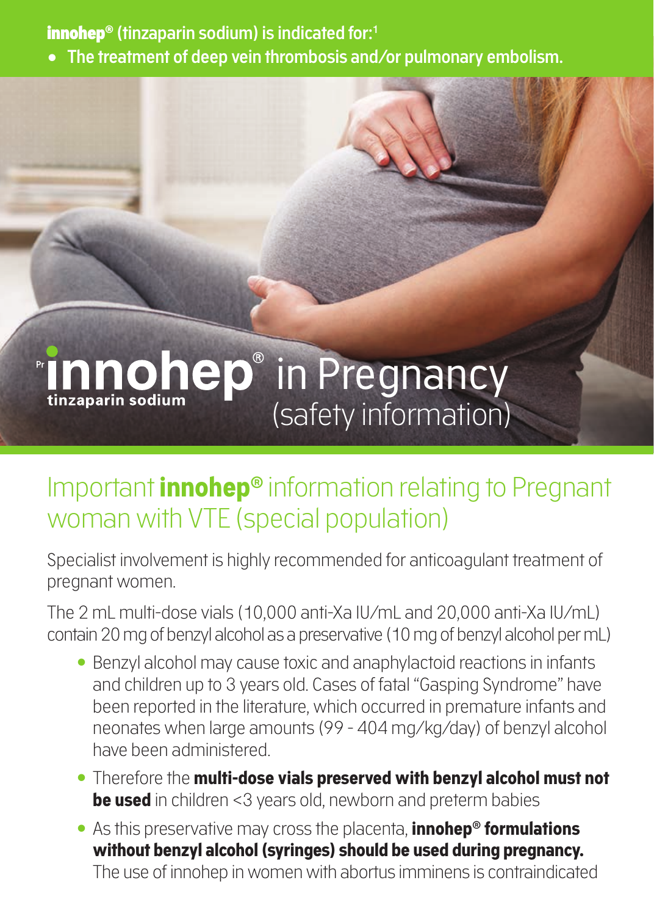**innohep® (tinzaparin sodium) is indicated for:**[1]

- **The treatment of deep vein thrombosis and/or pulmonary embolism.**

# Pr innohep® tinzaparin sodium in Pregnancy (safety information)

## Important **innohep®** information relating to Pregnant woman with VTE (special population)

Specialist involvement is highly recommended for anticoagulant treatment of pregnant women.

The 2 mL multi-dose vials (10,000 anti-Xa IU/mL and 20,000 anti-Xa IU/mL) contain 20 mg of benzyl alcohol as a preservative (10 mg of benzyl alcohol per mL)

- Benzyl alcohol may cause toxic and anaphylactoid reactions in infants and children up to 3 years old. Cases of fatal "Gasping Syndrome" have been reported in the literature, which occurred in premature infants and neonates when large amounts (99 - 404 mg/kg/day) of benzyl alcohol have been administered.
- Therefore the **multi-dose vials preserved with benzyl alcohol must not be used** in children <3 years old, newborn and preterm babies
- As this preservative may cross the placenta, **innohep® formulations without benzyl alcohol (syringes) should be used during pregnancy.** The use of innohep in women with abortus imminens is contraindicated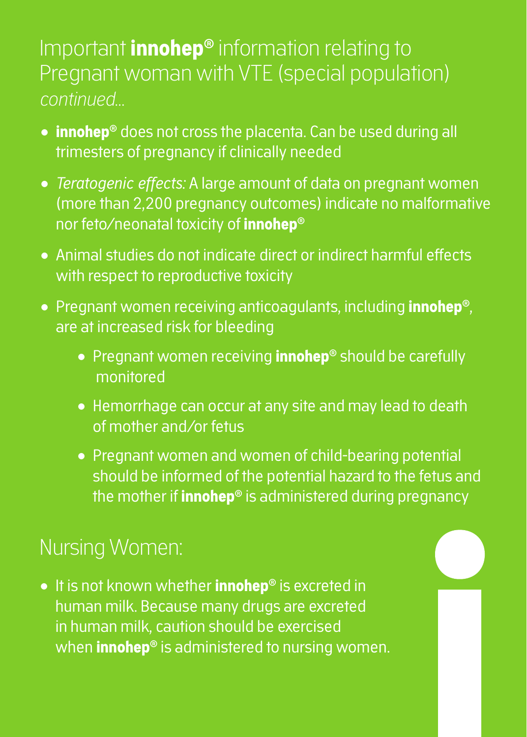## Important **innohep®** information relating to Pregnant woman with VTE (special population) *continued...*

- **innohep®** does not cross the placenta. Can be used during all trimesters of pregnancy if clinically needed
- *Teratogenic effects:* A large amount of data on pregnant women (more than 2,200 pregnancy outcomes) indicate no malformative nor feto/neonatal toxicity of **innohep®**
- Animal studies do not indicate direct or indirect harmful effects with respect to reproductive toxicity
- Pregnant women receiving anticoagulants, including **innohep®**, are at increased risk for bleeding
  - Pregnant women receiving **innohep®** should be carefully monitored
  - Hemorrhage can occur at any site and may lead to death of mother and/or fetus
  - Pregnant women and women of child-bearing potential should be informed of the potential hazard to the fetus and the mother if **innohep®** is administered during pregnancy

## Nursing Women:

- It is not known whether **innohep®** is excreted in human milk. Because many drugs are excreted in human milk, caution should be exercised when **innohep®** is administered to nursing women.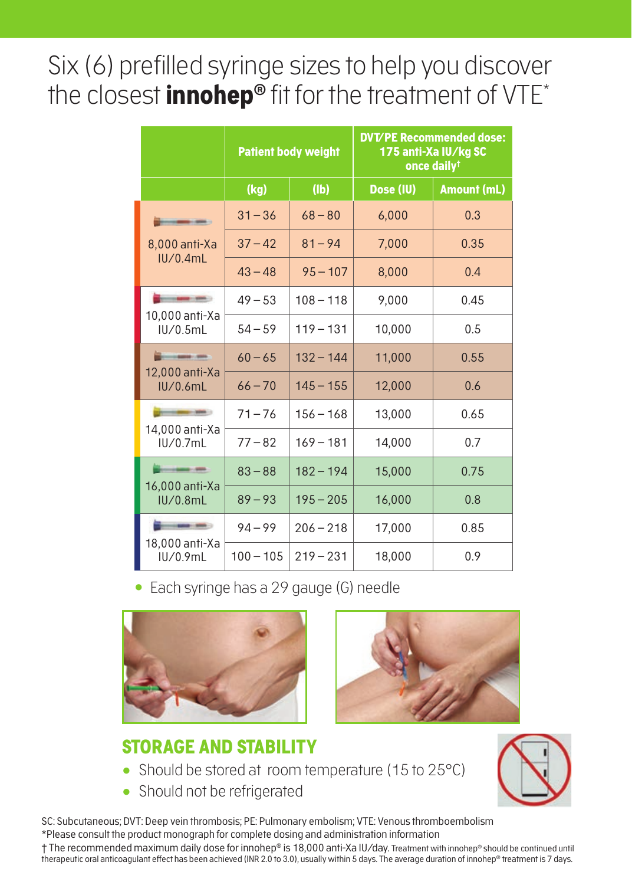# Six (6) prefilled syringe sizes to help you discover the closest **innohep®** fit for the treatment of VTE*

| | Patient body weight | | DVT/PE Recommended dose: 175 anti-Xa IU/kg SC once daily† | |
|---|---|---|---|---|
| | (kg) | (lb) | Dose (IU) | Amount (mL) |
| 8,000 anti-Xa IU/0.4mL | 31 – 36 | 68 – 80 | 6,000 | 0.3 |
| | 37 – 42 | 81 – 94 | 7,000 | 0.35 |
| | 43 – 48 | 95 – 107 | 8,000 | 0.4 |
| 10,000 anti-Xa IU/0.5mL | 49 – 53 | 108 – 118 | 9,000 | 0.45 |
| | 54 – 59 | 119 – 131 | 10,000 | 0.5 |
| 12,000 anti-Xa IU/0.6mL | 60 – 65 | 132 – 144 | 11,000 | 0.55 |
| | 66 – 70 | 145 – 155 | 12,000 | 0.6 |
| 14,000 anti-Xa IU/0.7mL | 71 – 76 | 156 – 168 | 13,000 | 0.65 |
| | 77 – 82 | 169 – 181 | 14,000 | 0.7 |
| 16,000 anti-Xa IU/0.8mL | 83 – 88 | 182 – 194 | 15,000 | 0.75 |
| | 89 – 93 | 195 – 205 | 16,000 | 0.8 |
| 18,000 anti-Xa IU/0.9mL | 94 – 99 | 206 – 218 | 17,000 | 0.85 |
| | 100 – 105 | 219 – 231 | 18,000 | 0.9 |

- Each syringe has a 29 gauge (G) needle

## STORAGE AND STABILITY

- Should be stored at room temperature (15 to 25°C)
- Should not be refrigerated

SC: Subcutaneous; DVT: Deep vein thrombosis; PE: Pulmonary embolism; VTE: Venous thromboembolism

*Please consult the product monograph for complete dosing and administration information

† The recommended maximum daily dose for innohep® is 18,000 anti-Xa IU/day. Treatment with innohep® should be continued until therapeutic oral anticoagulant effect has been achieved (INR 2.0 to 3.0), usually within 5 days. The average duration of innohep® treatment is 7 days.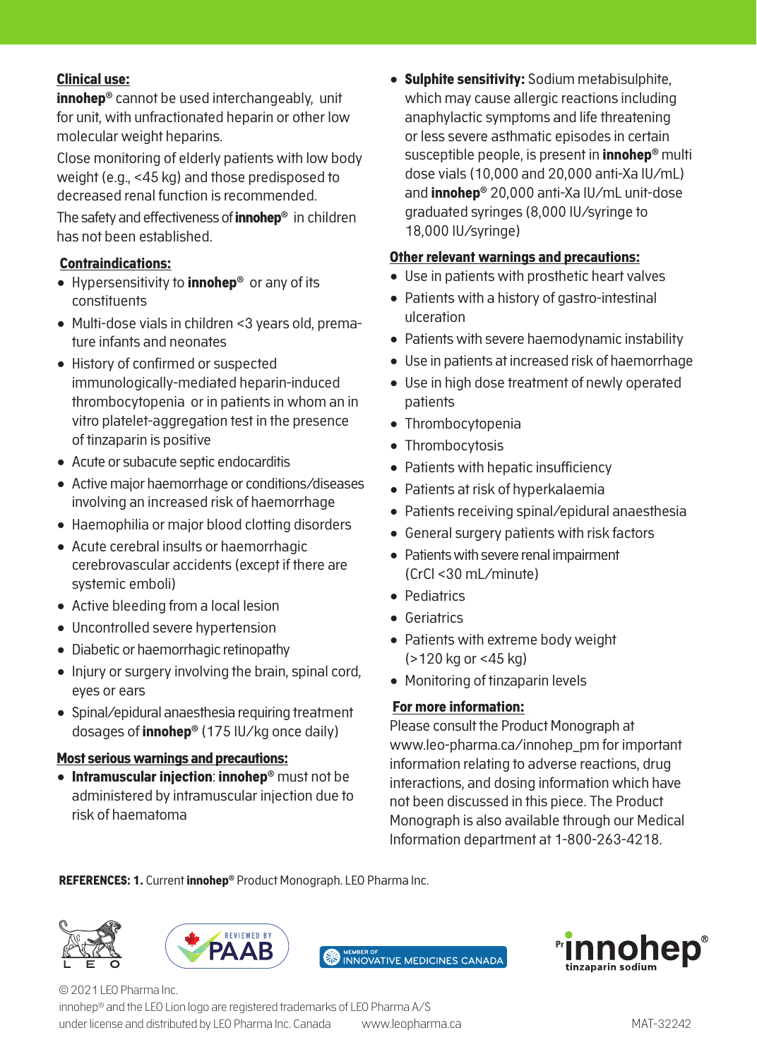## Clinical use:

**innohep**® cannot be used interchangeably, unit for unit, with unfractionated heparin or other low molecular weight heparins.

Close monitoring of elderly patients with low body weight (e.g., <45 kg) and those predisposed to decreased renal function is recommended.

The safety and effectiveness of **innohep**® in children has not been established.

## Contraindications:

- Hypersensitivity to **innohep**® or any of its constituents
- Multi-dose vials in children <3 years old, premature infants and neonates
- History of confirmed or suspected immunologically-mediated heparin-induced thrombocytopenia or in patients in whom an in vitro platelet-aggregation test in the presence of tinzaparin is positive
- Acute or subacute septic endocarditis
- Active major haemorrhage or conditions/diseases involving an increased risk of haemorrhage
- Haemophilia or major blood clotting disorders
- Acute cerebral insults or haemorrhagic cerebrovascular accidents (except if there are systemic emboli)
- Active bleeding from a local lesion
- Uncontrolled severe hypertension
- Diabetic or haemorrhagic retinopathy
- Injury or surgery involving the brain, spinal cord, eyes or ears
- Spinal/epidural anaesthesia requiring treatment dosages of **innohep**® (175 IU/kg once daily)

## Most serious warnings and precautions:

- **Intramuscular injection**: **innohep**® must not be administered by intramuscular injection due to risk of haematoma
- **Sulphite sensitivity:** Sodium metabisulphite, which may cause allergic reactions including anaphylactic symptoms and life threatening or less severe asthmatic episodes in certain susceptible people, is present in **innohep**® multi dose vials (10,000 and 20,000 anti-Xa IU/mL) and **innohep**® 20,000 anti-Xa IU/mL unit-dose graduated syringes (8,000 IU/syringe to 18,000 IU/syringe)

## Other relevant warnings and precautions:

- Use in patients with prosthetic heart valves
- Patients with a history of gastro-intestinal ulceration
- Patients with severe haemodynamic instability
- Use in patients at increased risk of haemorrhage
- Use in high dose treatment of newly operated patients
- Thrombocytopenia
- Thrombocytosis
- Patients with hepatic insufficiency
- Patients at risk of hyperkalaemia
- Patients receiving spinal/epidural anaesthesia
- General surgery patients with risk factors
- Patients with severe renal impairment (CrCl <30 mL/minute)
- Pediatrics
- Geriatrics
- Patients with extreme body weight (>120 kg or <45 kg)
- Monitoring of tinzaparin levels

## For more information:

Please consult the Product Monograph at www.leo-pharma.ca/innohep_pm for important information relating to adverse reactions, drug interactions, and dosing information which have not been discussed in this piece. The Product Monograph is also available through our Medical Information department at 1-800-263-4218.

**REFERENCES: 1.** Current **innohep**® Product Monograph. LEO Pharma Inc.

LEO

REVIEWED BY PAAB

MEMBER OF INNOVATIVE MEDICINES CANADA

Pr innohep® tinzaparin sodium

© 2021 LEO Pharma Inc.

innohep® and the LEO Lion logo are registered trademarks of LEO Pharma A/S under license and distributed by LEO Pharma Inc. Canada www.leopharma.ca

MAT-32242